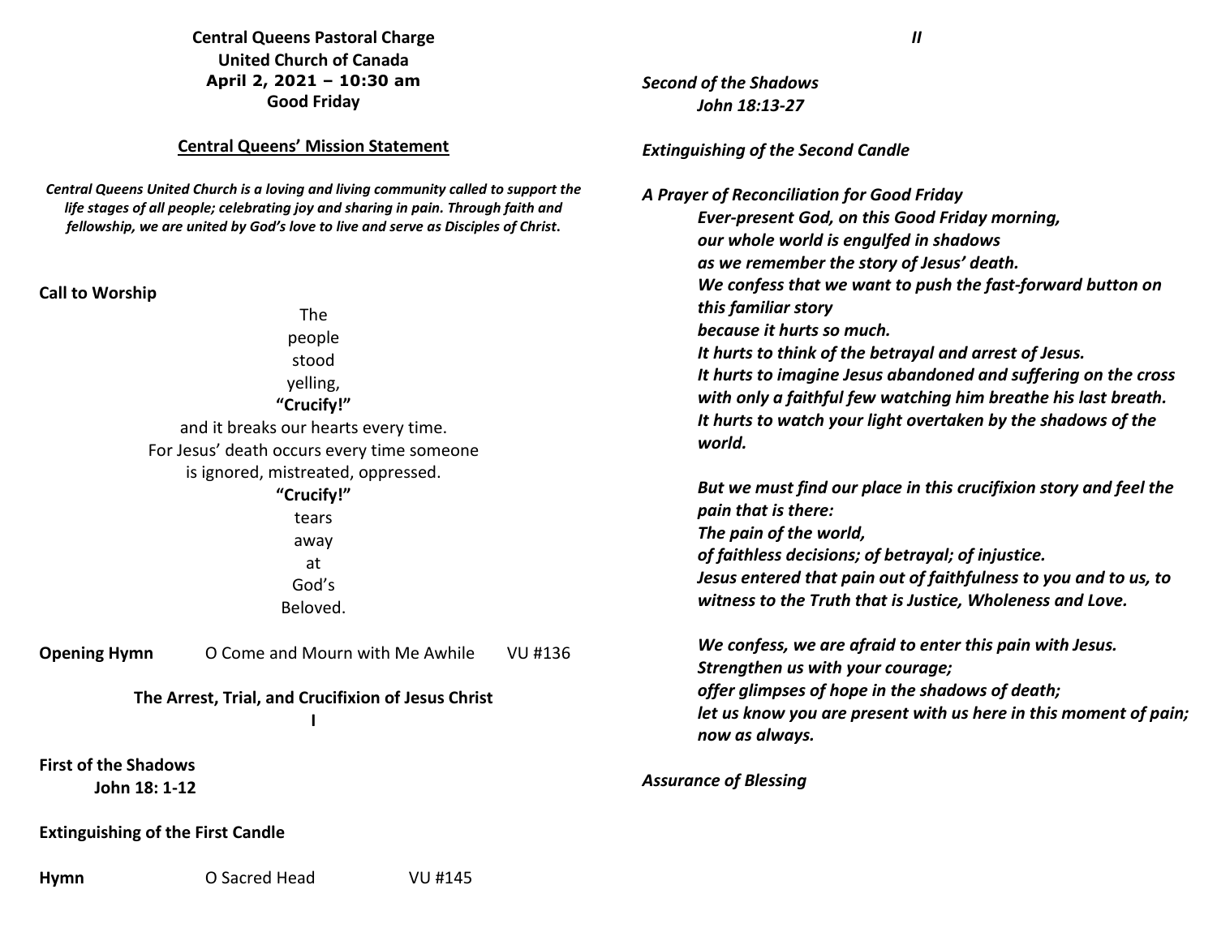**Central Queens Pastoral Charge**
**United Church of Canada**
**April 2, 2021 – 10:30 am**
**Good Friday**

**Central Queens' Mission Statement**

***Central Queens United Church is a loving and living community called to support the life stages of all people; celebrating joy and sharing in pain. Through faith and fellowship, we are united by God's love to live and serve as Disciples of Christ.***

**Call to Worship**

The
people
stood
yelling,
**"Crucify!"**
and it breaks our hearts every time.
For Jesus' death occurs every time someone
is ignored, mistreated, oppressed.
**"Crucify!"**
tears
away
at
God's
Beloved.

**Opening Hymn** O Come and Mourn with Me Awhile VU #136

**The Arrest, Trial, and Crucifixion of Jesus Christ**
**I**

**First of the Shadows**
**John 18: 1-12**

**Extinguishing of the First Candle**

**Hymn** O Sacred Head VU #145

***II***

***Second of the Shadows***
***John 18:13-27***

***Extinguishing of the Second Candle***

***A Prayer of Reconciliation for Good Friday***

***Ever-present God, on this Good Friday morning,***
***our whole world is engulfed in shadows***
***as we remember the story of Jesus' death.***
***We confess that we want to push the fast-forward button on this familiar story***
***because it hurts so much.***
***It hurts to think of the betrayal and arrest of Jesus.***
***It hurts to imagine Jesus abandoned and suffering on the cross with only a faithful few watching him breathe his last breath.***
***It hurts to watch your light overtaken by the shadows of the world.***

***But we must find our place in this crucifixion story and feel the pain that is there:***
***The pain of the world,***
***of faithless decisions; of betrayal; of injustice.***
***Jesus entered that pain out of faithfulness to you and to us, to witness to the Truth that is Justice, Wholeness and Love.***

***We confess, we are afraid to enter this pain with Jesus.***
***Strengthen us with your courage;***
***offer glimpses of hope in the shadows of death;***
***let us know you are present with us here in this moment of pain; now as always.***

***Assurance of Blessing***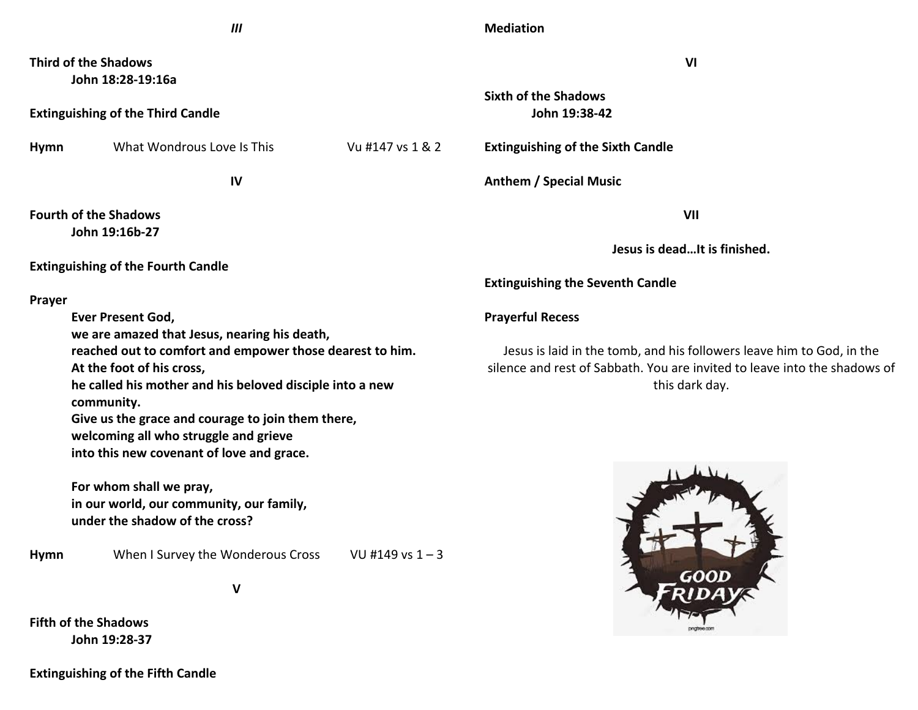***III***

**Third of the Shadows**
**John 18:28-19:16a**

**Extinguishing of the Third Candle**

**Hymn** What Wondrous Love Is This Vu #147 vs 1 & 2

**IV**

**Fourth of the Shadows**
**John 19:16b-27**

**Extinguishing of the Fourth Candle**

**Prayer**

**Ever Present God,**
**we are amazed that Jesus, nearing his death,**
**reached out to comfort and empower those dearest to him.**
**At the foot of his cross,**
**he called his mother and his beloved disciple into a new community.**
**Give us the grace and courage to join them there,**
**welcoming all who struggle and grieve**
**into this new covenant of love and grace.**

**For whom shall we pray,**
**in our world, our community, our family,**
**under the shadow of the cross?**

**Hymn** When I Survey the Wonderous Cross VU #149 vs 1 – 3

**V**

**Fifth of the Shadows**
**John 19:28-37**

**Extinguishing of the Fifth Candle**

**Mediation**

**VI**

**Sixth of the Shadows**
**John 19:38-42**

**Extinguishing of the Sixth Candle**

**Anthem / Special Music**

**VII**

**Jesus is dead…It is finished.**

**Extinguishing the Seventh Candle**

**Prayerful Recess**

Jesus is laid in the tomb, and his followers leave him to God, in the silence and rest of Sabbath. You are invited to leave into the shadows of this dark day.